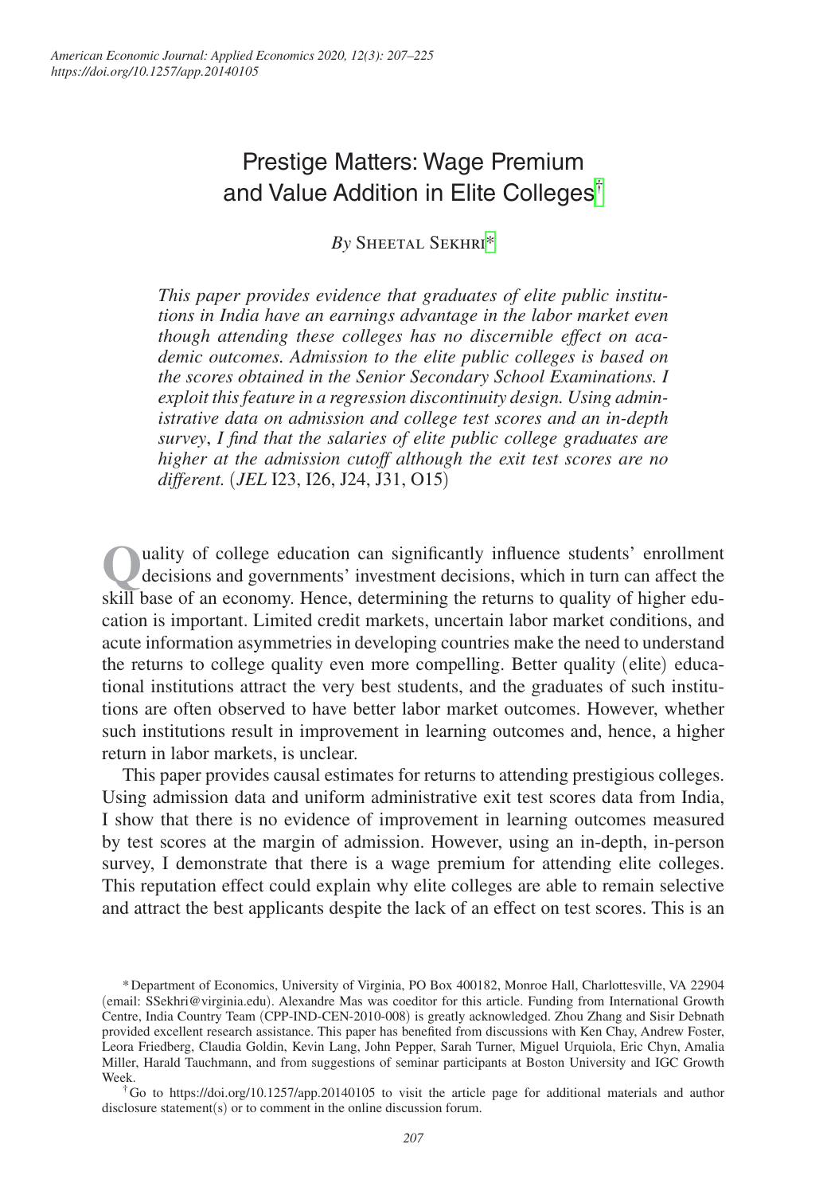# Prestige Matters: Wage Premium and Value Addition in Elite Colleges[†]

*By* Sheetal Sekhri[*]

*This paper provides evidence that graduates of elite public institutions in India have an earnings advantage in the labor market even though attending these colleges has no discernible effect on academic outcomes. Admission to the elite public colleges is based on the scores obtained in the Senior Secondary School Examinations. I exploit this feature in a regression discontinuity design. Using administrative data on admission and college test scores and an in-depth survey, I find that the salaries of elite public college graduates are higher at the admission cutoff although the exit test scores are no different.* (*JEL* I23, I26, J24, J31, O15)

Quality of college education can significantly influence students' enrollment decisions and governments' investment decisions, which in turn can affect the skill base of an economy. Hence, determining the returns to quality of higher education is important. Limited credit markets, uncertain labor market conditions, and acute information asymmetries in developing countries make the need to understand the returns to college quality even more compelling. Better quality (elite) educational institutions attract the very best students, and the graduates of such institutions are often observed to have better labor market outcomes. However, whether such institutions result in improvement in learning outcomes and, hence, a higher return in labor markets, is unclear.

This paper provides causal estimates for returns to attending prestigious colleges. Using admission data and uniform administrative exit test scores data from India, I show that there is no evidence of improvement in learning outcomes measured by test scores at the margin of admission. However, using an in-depth, in-person survey, I demonstrate that there is a wage premium for attending elite colleges. This reputation effect could explain why elite colleges are able to remain selective and attract the best applicants despite the lack of an effect on test scores. This is an

*Department of Economics, University of Virginia, PO Box 400182, Monroe Hall, Charlottesville, VA 22904 (email: SSekhri@virginia.edu). Alexandre Mas was coeditor for this article. Funding from International Growth Centre, India Country Team (CPP-IND-CEN-2010-008) is greatly acknowledged. Zhou Zhang and Sisir Debnath provided excellent research assistance. This paper has benefited from discussions with Ken Chay, Andrew Foster, Leora Friedberg, Claudia Goldin, Kevin Lang, John Pepper, Sarah Turner, Miguel Urquiola, Eric Chyn, Amalia Miller, Harald Tauchmann, and from suggestions of seminar participants at Boston University and IGC Growth Week.

†Go to https://doi.org/10.1257/app.20140105 to visit the article page for additional materials and author disclosure statement(s) or to comment in the online discussion forum.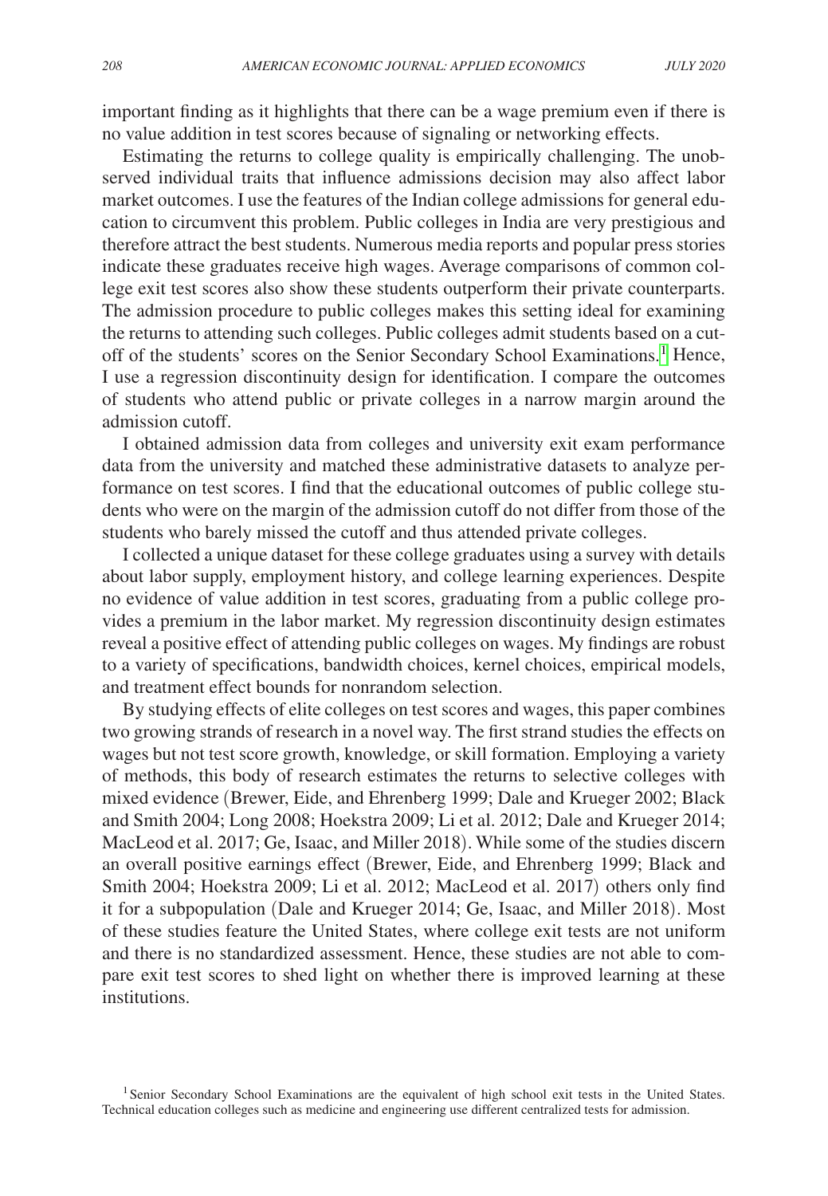important finding as it highlights that there can be a wage premium even if there is no value addition in test scores because of signaling or networking effects.

Estimating the returns to college quality is empirically challenging. The unobserved individual traits that influence admissions decision may also affect labor market outcomes. I use the features of the Indian college admissions for general education to circumvent this problem. Public colleges in India are very prestigious and therefore attract the best students. Numerous media reports and popular press stories indicate these graduates receive high wages. Average comparisons of common college exit test scores also show these students outperform their private counterparts. The admission procedure to public colleges makes this setting ideal for examining the returns to attending such colleges. Public colleges admit students based on a cutoff of the students' scores on the Senior Secondary School Examinations.[1] Hence, I use a regression discontinuity design for identification. I compare the outcomes of students who attend public or private colleges in a narrow margin around the admission cutoff.

I obtained admission data from colleges and university exit exam performance data from the university and matched these administrative datasets to analyze performance on test scores. I find that the educational outcomes of public college students who were on the margin of the admission cutoff do not differ from those of the students who barely missed the cutoff and thus attended private colleges.

I collected a unique dataset for these college graduates using a survey with details about labor supply, employment history, and college learning experiences. Despite no evidence of value addition in test scores, graduating from a public college provides a premium in the labor market. My regression discontinuity design estimates reveal a positive effect of attending public colleges on wages. My findings are robust to a variety of specifications, bandwidth choices, kernel choices, empirical models, and treatment effect bounds for nonrandom selection.

By studying effects of elite colleges on test scores and wages, this paper combines two growing strands of research in a novel way. The first strand studies the effects on wages but not test score growth, knowledge, or skill formation. Employing a variety of methods, this body of research estimates the returns to selective colleges with mixed evidence (Brewer, Eide, and Ehrenberg 1999; Dale and Krueger 2002; Black and Smith 2004; Long 2008; Hoekstra 2009; Li et al. 2012; Dale and Krueger 2014; MacLeod et al. 2017; Ge, Isaac, and Miller 2018). While some of the studies discern an overall positive earnings effect (Brewer, Eide, and Ehrenberg 1999; Black and Smith 2004; Hoekstra 2009; Li et al. 2012; MacLeod et al. 2017) others only find it for a subpopulation (Dale and Krueger 2014; Ge, Isaac, and Miller 2018). Most of these studies feature the United States, where college exit tests are not uniform and there is no standardized assessment. Hence, these studies are not able to compare exit test scores to shed light on whether there is improved learning at these institutions.

[1] Senior Secondary School Examinations are the equivalent of high school exit tests in the United States. Technical education colleges such as medicine and engineering use different centralized tests for admission.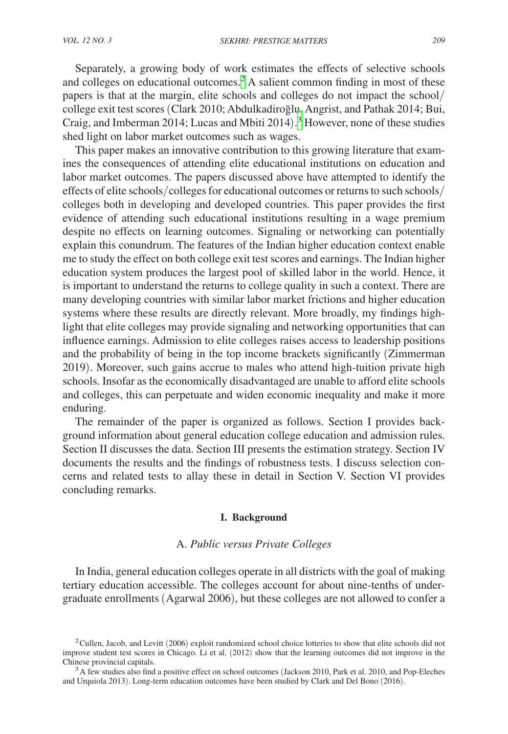Separately, a growing body of work estimates the effects of selective schools and colleges on educational outcomes.[2] A salient common finding in most of these papers is that at the margin, elite schools and colleges do not impact the school/college exit test scores (Clark 2010; Abdulkadiroğlu, Angrist, and Pathak 2014; Bui, Craig, and Imberman 2014; Lucas and Mbiti 2014).[3] However, none of these studies shed light on labor market outcomes such as wages.

This paper makes an innovative contribution to this growing literature that examines the consequences of attending elite educational institutions on education and labor market outcomes. The papers discussed above have attempted to identify the effects of elite schools/colleges for educational outcomes or returns to such schools/colleges both in developing and developed countries. This paper provides the first evidence of attending such educational institutions resulting in a wage premium despite no effects on learning outcomes. Signaling or networking can potentially explain this conundrum. The features of the Indian higher education context enable me to study the effect on both college exit test scores and earnings. The Indian higher education system produces the largest pool of skilled labor in the world. Hence, it is important to understand the returns to college quality in such a context. There are many developing countries with similar labor market frictions and higher education systems where these results are directly relevant. More broadly, my findings highlight that elite colleges may provide signaling and networking opportunities that can influence earnings. Admission to elite colleges raises access to leadership positions and the probability of being in the top income brackets significantly (Zimmerman 2019). Moreover, such gains accrue to males who attend high-tuition private high schools. Insofar as the economically disadvantaged are unable to afford elite schools and colleges, this can perpetuate and widen economic inequality and make it more enduring.

The remainder of the paper is organized as follows. Section I provides background information about general education college education and admission rules. Section II discusses the data. Section III presents the estimation strategy. Section IV documents the results and the findings of robustness tests. I discuss selection concerns and related tests to allay these in detail in Section V. Section VI provides concluding remarks.

## I. Background

### A. *Public versus Private Colleges*

In India, general education colleges operate in all districts with the goal of making tertiary education accessible. The colleges account for about nine-tenths of undergraduate enrollments (Agarwal 2006), but these colleges are not allowed to confer a

[2] Cullen, Jacob, and Levitt (2006) exploit randomized school choice lotteries to show that elite schools did not improve student test scores in Chicago. Li et al. (2012) show that the learning outcomes did not improve in the Chinese provincial capitals.

[3] A few studies also find a positive effect on school outcomes (Jackson 2010, Park et al. 2010, and Pop-Eleches and Urquiola 2013). Long-term education outcomes have been studied by Clark and Del Bono (2016).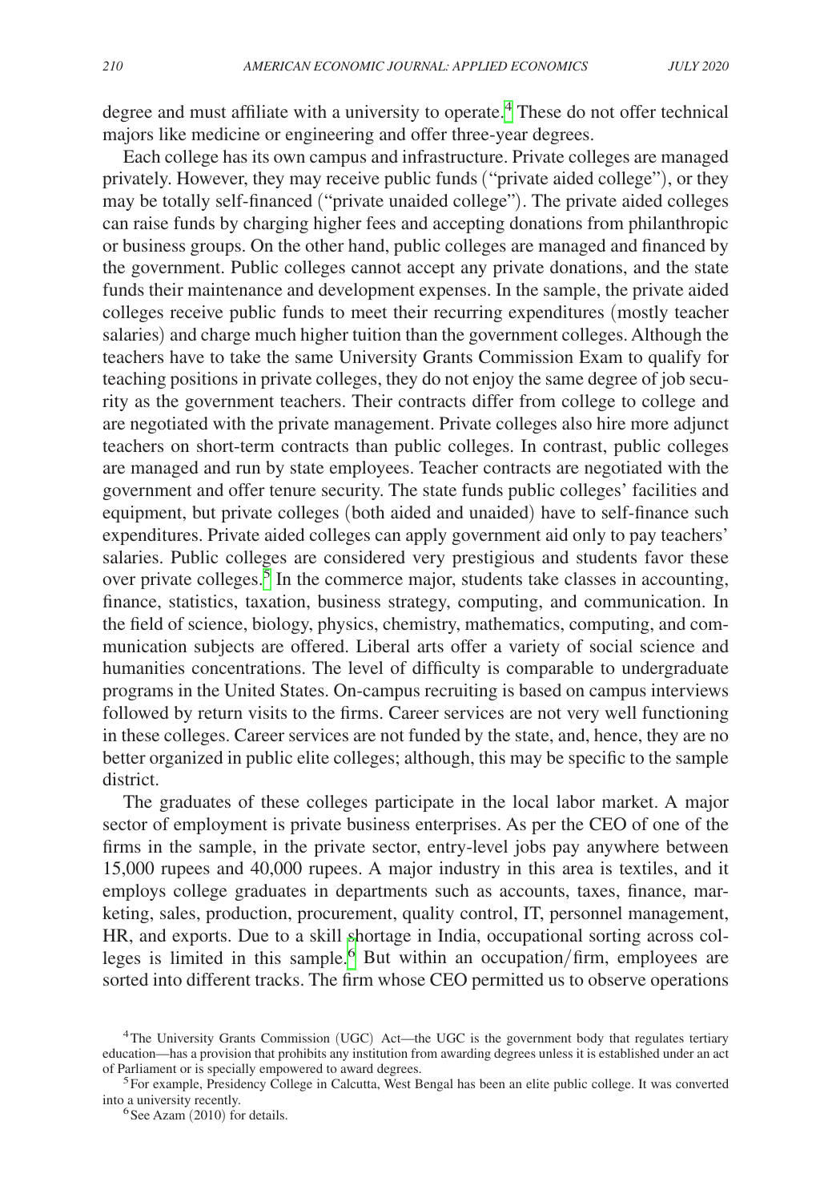degree and must affiliate with a university to operate.[4] These do not offer technical majors like medicine or engineering and offer three-year degrees.

Each college has its own campus and infrastructure. Private colleges are managed privately. However, they may receive public funds ("private aided college"), or they may be totally self-financed ("private unaided college"). The private aided colleges can raise funds by charging higher fees and accepting donations from philanthropic or business groups. On the other hand, public colleges are managed and financed by the government. Public colleges cannot accept any private donations, and the state funds their maintenance and development expenses. In the sample, the private aided colleges receive public funds to meet their recurring expenditures (mostly teacher salaries) and charge much higher tuition than the government colleges. Although the teachers have to take the same University Grants Commission Exam to qualify for teaching positions in private colleges, they do not enjoy the same degree of job security as the government teachers. Their contracts differ from college to college and are negotiated with the private management. Private colleges also hire more adjunct teachers on short-term contracts than public colleges. In contrast, public colleges are managed and run by state employees. Teacher contracts are negotiated with the government and offer tenure security. The state funds public colleges' facilities and equipment, but private colleges (both aided and unaided) have to self-finance such expenditures. Private aided colleges can apply government aid only to pay teachers' salaries. Public colleges are considered very prestigious and students favor these over private colleges.[5] In the commerce major, students take classes in accounting, finance, statistics, taxation, business strategy, computing, and communication. In the field of science, biology, physics, chemistry, mathematics, computing, and communication subjects are offered. Liberal arts offer a variety of social science and humanities concentrations. The level of difficulty is comparable to undergraduate programs in the United States. On-campus recruiting is based on campus interviews followed by return visits to the firms. Career services are not very well functioning in these colleges. Career services are not funded by the state, and, hence, they are no better organized in public elite colleges; although, this may be specific to the sample district.

The graduates of these colleges participate in the local labor market. A major sector of employment is private business enterprises. As per the CEO of one of the firms in the sample, in the private sector, entry-level jobs pay anywhere between 15,000 rupees and 40,000 rupees. A major industry in this area is textiles, and it employs college graduates in departments such as accounts, taxes, finance, marketing, sales, production, procurement, quality control, IT, personnel management, HR, and exports. Due to a skill shortage in India, occupational sorting across colleges is limited in this sample.[6] But within an occupation/firm, employees are sorted into different tracks. The firm whose CEO permitted us to observe operations

[4] The University Grants Commission (UGC) Act—the UGC is the government body that regulates tertiary education—has a provision that prohibits any institution from awarding degrees unless it is established under an act of Parliament or is specially empowered to award degrees.

[5] For example, Presidency College in Calcutta, West Bengal has been an elite public college. It was converted into a university recently.

[6] See Azam (2010) for details.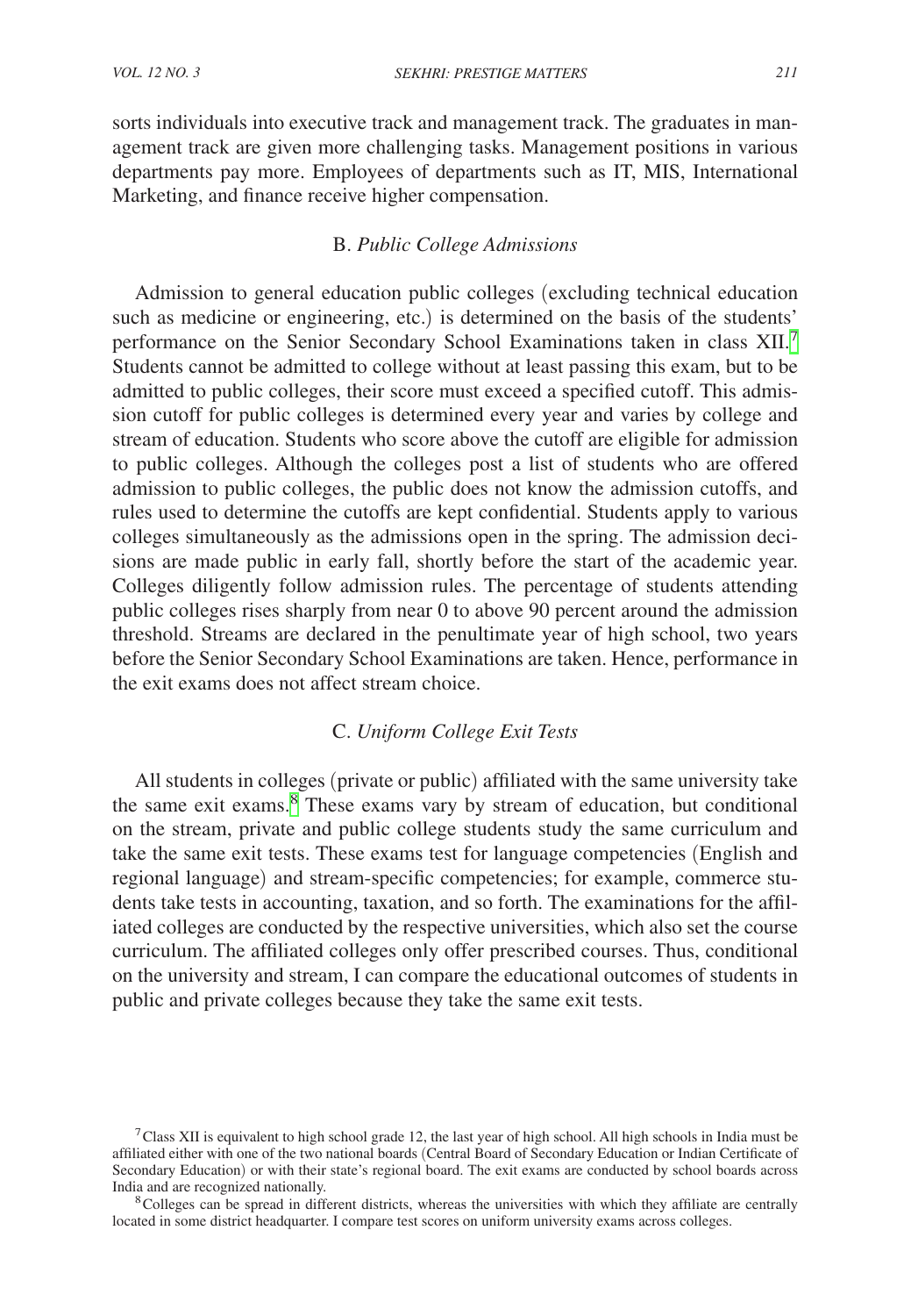sorts individuals into executive track and management track. The graduates in management track are given more challenging tasks. Management positions in various departments pay more. Employees of departments such as IT, MIS, International Marketing, and finance receive higher compensation.

### B. *Public College Admissions*

Admission to general education public colleges (excluding technical education such as medicine or engineering, etc.) is determined on the basis of the students' performance on the Senior Secondary School Examinations taken in class XII.[7] Students cannot be admitted to college without at least passing this exam, but to be admitted to public colleges, their score must exceed a specified cutoff. This admission cutoff for public colleges is determined every year and varies by college and stream of education. Students who score above the cutoff are eligible for admission to public colleges. Although the colleges post a list of students who are offered admission to public colleges, the public does not know the admission cutoffs, and rules used to determine the cutoffs are kept confidential. Students apply to various colleges simultaneously as the admissions open in the spring. The admission decisions are made public in early fall, shortly before the start of the academic year. Colleges diligently follow admission rules. The percentage of students attending public colleges rises sharply from near 0 to above 90 percent around the admission threshold. Streams are declared in the penultimate year of high school, two years before the Senior Secondary School Examinations are taken. Hence, performance in the exit exams does not affect stream choice.

### C. *Uniform College Exit Tests*

All students in colleges (private or public) affiliated with the same university take the same exit exams.[8] These exams vary by stream of education, but conditional on the stream, private and public college students study the same curriculum and take the same exit tests. These exams test for language competencies (English and regional language) and stream-specific competencies; for example, commerce students take tests in accounting, taxation, and so forth. The examinations for the affiliated colleges are conducted by the respective universities, which also set the course curriculum. The affiliated colleges only offer prescribed courses. Thus, conditional on the university and stream, I can compare the educational outcomes of students in public and private colleges because they take the same exit tests.

[7] Class XII is equivalent to high school grade 12, the last year of high school. All high schools in India must be affiliated either with one of the two national boards (Central Board of Secondary Education or Indian Certificate of Secondary Education) or with their state's regional board. The exit exams are conducted by school boards across India and are recognized nationally.

[8] Colleges can be spread in different districts, whereas the universities with which they affiliate are centrally located in some district headquarter. I compare test scores on uniform university exams across colleges.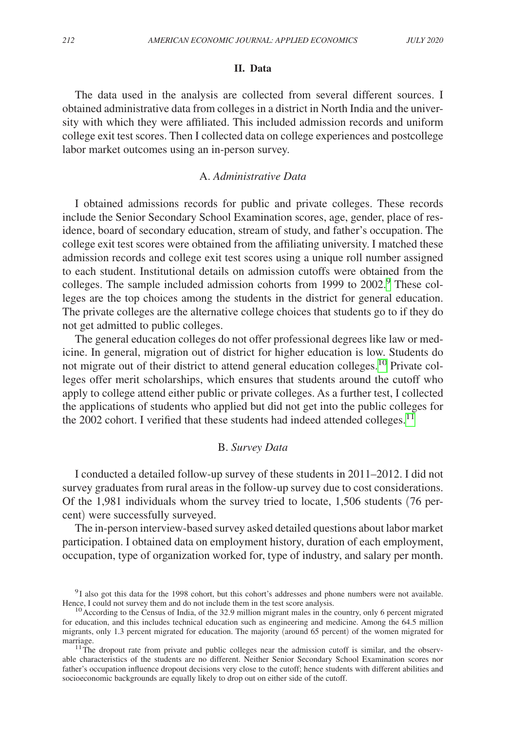## II. Data

The data used in the analysis are collected from several different sources. I obtained administrative data from colleges in a district in North India and the university with which they were affiliated. This included admission records and uniform college exit test scores. Then I collected data on college experiences and postcollege labor market outcomes using an in-person survey.

### A. *Administrative Data*

I obtained admissions records for public and private colleges. These records include the Senior Secondary School Examination scores, age, gender, place of residence, board of secondary education, stream of study, and father's occupation. The college exit test scores were obtained from the affiliating university. I matched these admission records and college exit test scores using a unique roll number assigned to each student. Institutional details on admission cutoffs were obtained from the colleges. The sample included admission cohorts from 1999 to 2002.[9] These colleges are the top choices among the students in the district for general education. The private colleges are the alternative college choices that students go to if they do not get admitted to public colleges.

The general education colleges do not offer professional degrees like law or medicine. In general, migration out of district for higher education is low. Students do not migrate out of their district to attend general education colleges.[10] Private colleges offer merit scholarships, which ensures that students around the cutoff who apply to college attend either public or private colleges. As a further test, I collected the applications of students who applied but did not get into the public colleges for the 2002 cohort. I verified that these students had indeed attended colleges.[11]

### B. *Survey Data*

I conducted a detailed follow-up survey of these students in 2011–2012. I did not survey graduates from rural areas in the follow-up survey due to cost considerations. Of the 1,981 individuals whom the survey tried to locate, 1,506 students (76 percent) were successfully surveyed.

The in-person interview-based survey asked detailed questions about labor market participation. I obtained data on employment history, duration of each employment, occupation, type of organization worked for, type of industry, and salary per month.

[9] I also got this data for the 1998 cohort, but this cohort's addresses and phone numbers were not available. Hence, I could not survey them and do not include them in the test score analysis.

[10] According to the Census of India, of the 32.9 million migrant males in the country, only 6 percent migrated for education, and this includes technical education such as engineering and medicine. Among the 64.5 million migrants, only 1.3 percent migrated for education. The majority (around 65 percent) of the women migrated for marriage.

[11] The dropout rate from private and public colleges near the admission cutoff is similar, and the observable characteristics of the students are no different. Neither Senior Secondary School Examination scores nor father's occupation influence dropout decisions very close to the cutoff; hence students with different abilities and socioeconomic backgrounds are equally likely to drop out on either side of the cutoff.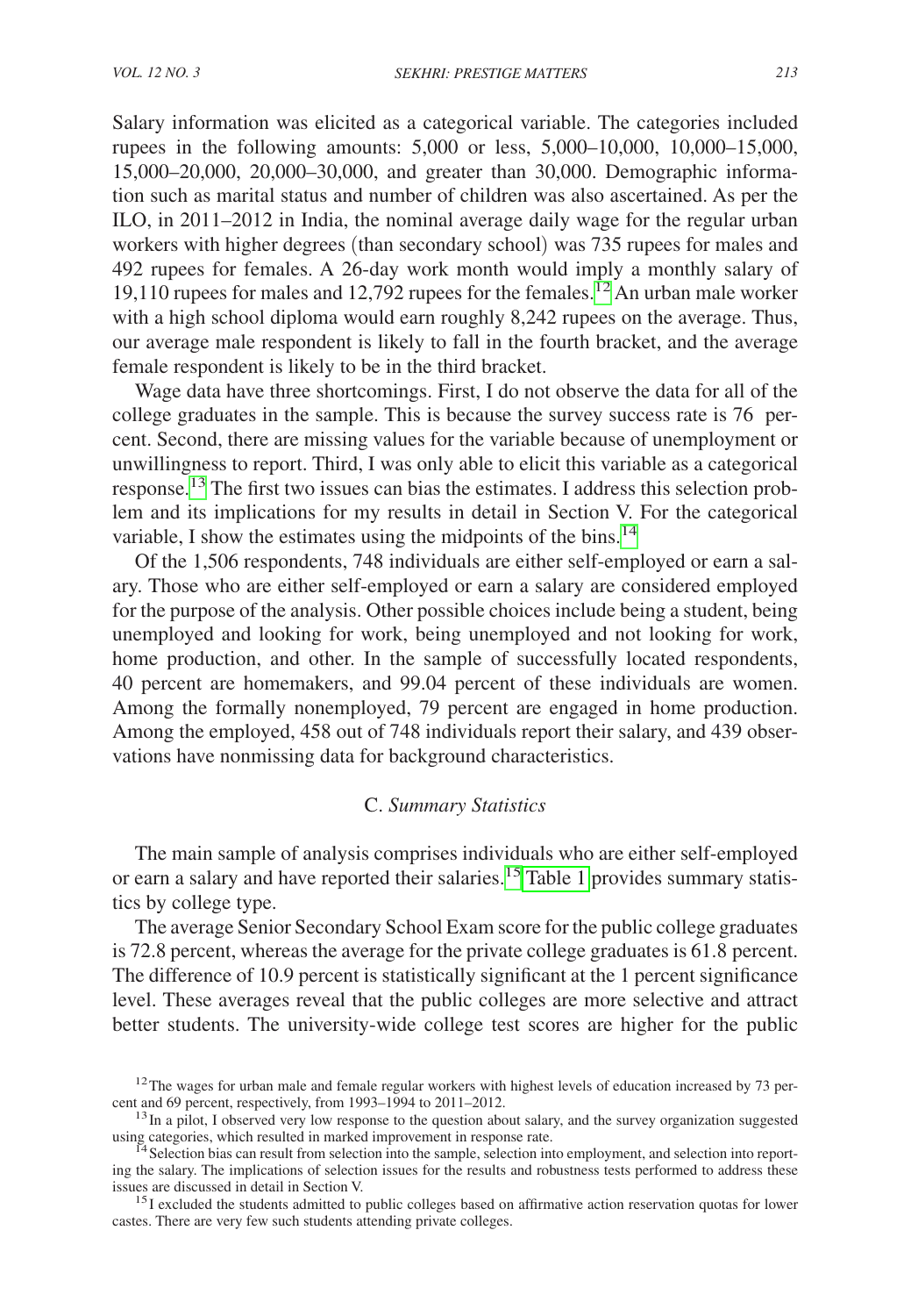Salary information was elicited as a categorical variable. The categories included rupees in the following amounts: 5,000 or less, 5,000–10,000, 10,000–15,000, 15,000–20,000, 20,000–30,000, and greater than 30,000. Demographic information such as marital status and number of children was also ascertained. As per the ILO, in 2011–2012 in India, the nominal average daily wage for the regular urban workers with higher degrees (than secondary school) was 735 rupees for males and 492 rupees for females. A 26-day work month would imply a monthly salary of 19,110 rupees for males and 12,792 rupees for the females.[12] An urban male worker with a high school diploma would earn roughly 8,242 rupees on the average. Thus, our average male respondent is likely to fall in the fourth bracket, and the average female respondent is likely to be in the third bracket.

Wage data have three shortcomings. First, I do not observe the data for all of the college graduates in the sample. This is because the survey success rate is 76 percent. Second, there are missing values for the variable because of unemployment or unwillingness to report. Third, I was only able to elicit this variable as a categorical response.[13] The first two issues can bias the estimates. I address this selection problem and its implications for my results in detail in Section V. For the categorical variable, I show the estimates using the midpoints of the bins.[14]

Of the 1,506 respondents, 748 individuals are either self-employed or earn a salary. Those who are either self-employed or earn a salary are considered employed for the purpose of the analysis. Other possible choices include being a student, being unemployed and looking for work, being unemployed and not looking for work, home production, and other. In the sample of successfully located respondents, 40 percent are homemakers, and 99.04 percent of these individuals are women. Among the formally nonemployed, 79 percent are engaged in home production. Among the employed, 458 out of 748 individuals report their salary, and 439 observations have nonmissing data for background characteristics.

### C. *Summary Statistics*

The main sample of analysis comprises individuals who are either self-employed or earn a salary and have reported their salaries.[15] Table 1 provides summary statistics by college type.

The average Senior Secondary School Exam score for the public college graduates is 72.8 percent, whereas the average for the private college graduates is 61.8 percent. The difference of 10.9 percent is statistically significant at the 1 percent significance level. These averages reveal that the public colleges are more selective and attract better students. The university-wide college test scores are higher for the public

[12] The wages for urban male and female regular workers with highest levels of education increased by 73 percent and 69 percent, respectively, from 1993–1994 to 2011–2012.

[13] In a pilot, I observed very low response to the question about salary, and the survey organization suggested using categories, which resulted in marked improvement in response rate.

[14] Selection bias can result from selection into the sample, selection into employment, and selection into reporting the salary. The implications of selection issues for the results and robustness tests performed to address these issues are discussed in detail in Section V.

[15] I excluded the students admitted to public colleges based on affirmative action reservation quotas for lower castes. There are very few such students attending private colleges.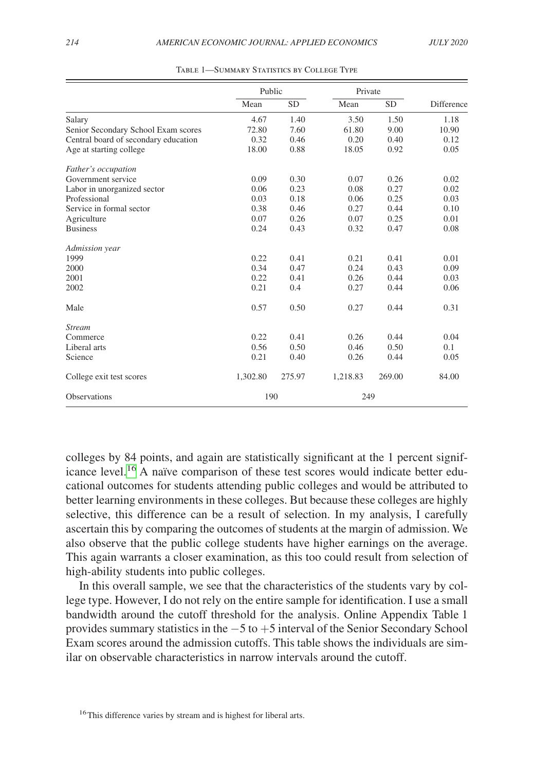Table 1—Summary Statistics by College Type

| | Public | | Private | | |
|---|---|---|---|---|---|
| | Mean | SD | Mean | SD | Difference |
| Salary | 4.67 | 1.40 | 3.50 | 1.50 | 1.18 |
| Senior Secondary School Exam scores | 72.80 | 7.60 | 61.80 | 9.00 | 10.90 |
| Central board of secondary education | 0.32 | 0.46 | 0.20 | 0.40 | 0.12 |
| Age at starting college | 18.00 | 0.88 | 18.05 | 0.92 | 0.05 |
| *Father's occupation* | | | | | |
| Government service | 0.09 | 0.30 | 0.07 | 0.26 | 0.02 |
| Labor in unorganized sector | 0.06 | 0.23 | 0.08 | 0.27 | 0.02 |
| Professional | 0.03 | 0.18 | 0.06 | 0.25 | 0.03 |
| Service in formal sector | 0.38 | 0.46 | 0.27 | 0.44 | 0.10 |
| Agriculture | 0.07 | 0.26 | 0.07 | 0.25 | 0.01 |
| Business | 0.24 | 0.43 | 0.32 | 0.47 | 0.08 |
| *Admission year* | | | | | |
| 1999 | 0.22 | 0.41 | 0.21 | 0.41 | 0.01 |
| 2000 | 0.34 | 0.47 | 0.24 | 0.43 | 0.09 |
| 2001 | 0.22 | 0.41 | 0.26 | 0.44 | 0.03 |
| 2002 | 0.21 | 0.4 | 0.27 | 0.44 | 0.06 |
| Male | 0.57 | 0.50 | 0.27 | 0.44 | 0.31 |
| *Stream* | | | | | |
| Commerce | 0.22 | 0.41 | 0.26 | 0.44 | 0.04 |
| Liberal arts | 0.56 | 0.50 | 0.46 | 0.50 | 0.1 |
| Science | 0.21 | 0.40 | 0.26 | 0.44 | 0.05 |
| College exit test scores | 1,302.80 | 275.97 | 1,218.83 | 269.00 | 84.00 |
| Observations | 190 | | 249 | | |

colleges by 84 points, and again are statistically significant at the 1 percent significance level.[16] A naïve comparison of these test scores would indicate better educational outcomes for students attending public colleges and would be attributed to better learning environments in these colleges. But because these colleges are highly selective, this difference can be a result of selection. In my analysis, I carefully ascertain this by comparing the outcomes of students at the margin of admission. We also observe that the public college students have higher earnings on the average. This again warrants a closer examination, as this too could result from selection of high-ability students into public colleges.

In this overall sample, we see that the characteristics of the students vary by college type. However, I do not rely on the entire sample for identification. I use a small bandwidth around the cutoff threshold for the analysis. Online Appendix Table 1 provides summary statistics in the −5 to +5 interval of the Senior Secondary School Exam scores around the admission cutoffs. This table shows the individuals are similar on observable characteristics in narrow intervals around the cutoff.

[16] This difference varies by stream and is highest for liberal arts.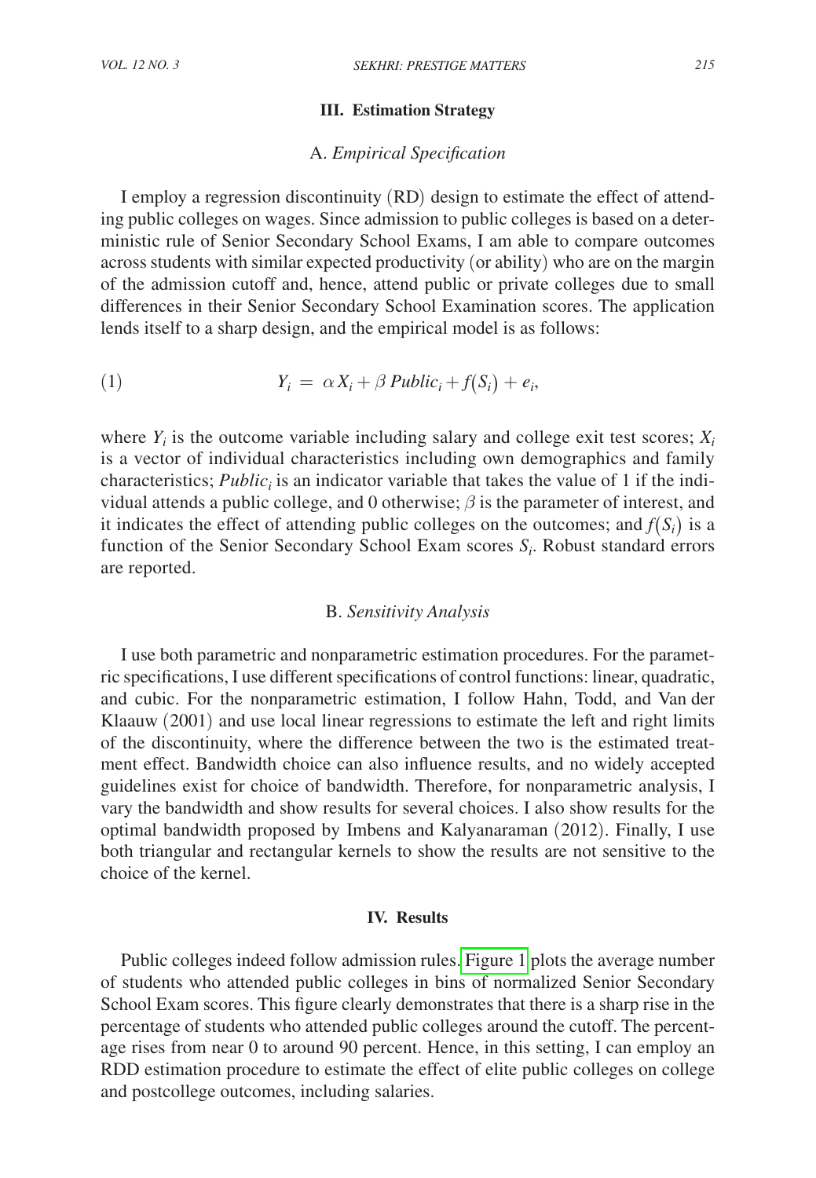## III. Estimation Strategy

### A. *Empirical Specification*

I employ a regression discontinuity (RD) design to estimate the effect of attending public colleges on wages. Since admission to public colleges is based on a deterministic rule of Senior Secondary School Exams, I am able to compare outcomes across students with similar expected productivity (or ability) who are on the margin of the admission cutoff and, hence, attend public or private colleges due to small differences in their Senior Secondary School Examination scores. The application lends itself to a sharp design, and the empirical model is as follows:

$$(1) \qquad Y_i = \alpha X_i + \beta \, Public_i + f(S_i) + e_i,$$

where $Y_i$ is the outcome variable including salary and college exit test scores; $X_i$ is a vector of individual characteristics including own demographics and family characteristics; $Public_i$ is an indicator variable that takes the value of 1 if the individual attends a public college, and 0 otherwise; $\beta$ is the parameter of interest, and it indicates the effect of attending public colleges on the outcomes; and $f(S_i)$ is a function of the Senior Secondary School Exam scores $S_i$. Robust standard errors are reported.

### B. *Sensitivity Analysis*

I use both parametric and nonparametric estimation procedures. For the parametric specifications, I use different specifications of control functions: linear, quadratic, and cubic. For the nonparametric estimation, I follow Hahn, Todd, and Van der Klaauw (2001) and use local linear regressions to estimate the left and right limits of the discontinuity, where the difference between the two is the estimated treatment effect. Bandwidth choice can also influence results, and no widely accepted guidelines exist for choice of bandwidth. Therefore, for nonparametric analysis, I vary the bandwidth and show results for several choices. I also show results for the optimal bandwidth proposed by Imbens and Kalyanaraman (2012). Finally, I use both triangular and rectangular kernels to show the results are not sensitive to the choice of the kernel.

## IV. Results

Public colleges indeed follow admission rules. Figure 1 plots the average number of students who attended public colleges in bins of normalized Senior Secondary School Exam scores. This figure clearly demonstrates that there is a sharp rise in the percentage of students who attended public colleges around the cutoff. The percentage rises from near 0 to around 90 percent. Hence, in this setting, I can employ an RDD estimation procedure to estimate the effect of elite public colleges on college and postcollege outcomes, including salaries.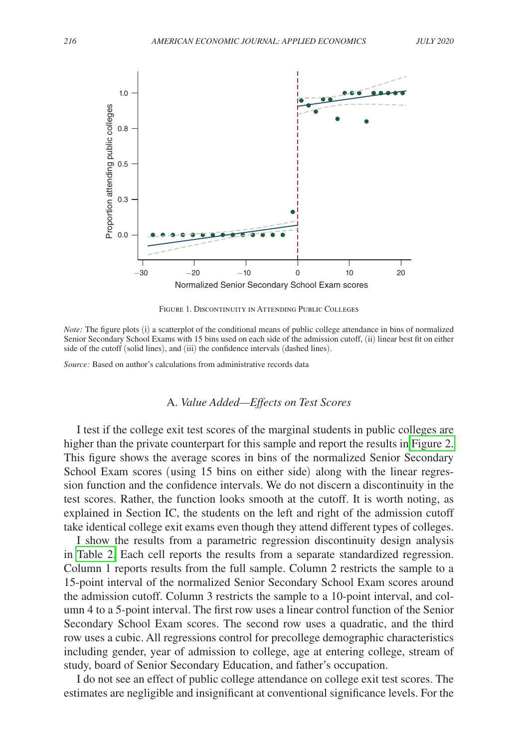Proportion attending public colleges

1.0

0.8

0.5

0.3

0.0

−30

−20

−10

0

10

20

Normalized Senior Secondary School Exam scores

Figure 1. Discontinuity in Attending Public Colleges

*Note:* The figure plots (i) a scatterplot of the conditional means of public college attendance in bins of normalized Senior Secondary School Exams with 15 bins used on each side of the admission cutoff, (ii) linear best fit on either side of the cutoff (solid lines), and (iii) the confidence intervals (dashed lines).

*Source:* Based on author's calculations from administrative records data

### A. *Value Added—Effects on Test Scores*

I test if the college exit test scores of the marginal students in public colleges are higher than the private counterpart for this sample and report the results in Figure 2. This figure shows the average scores in bins of the normalized Senior Secondary School Exam scores (using 15 bins on either side) along with the linear regression function and the confidence intervals. We do not discern a discontinuity in the test scores. Rather, the function looks smooth at the cutoff. It is worth noting, as explained in Section IC, the students on the left and right of the admission cutoff take identical college exit exams even though they attend different types of colleges.

I show the results from a parametric regression discontinuity design analysis in Table 2. Each cell reports the results from a separate standardized regression. Column 1 reports results from the full sample. Column 2 restricts the sample to a 15-point interval of the normalized Senior Secondary School Exam scores around the admission cutoff. Column 3 restricts the sample to a 10-point interval, and column 4 to a 5-point interval. The first row uses a linear control function of the Senior Secondary School Exam scores. The second row uses a quadratic, and the third row uses a cubic. All regressions control for precollege demographic characteristics including gender, year of admission to college, age at entering college, stream of study, board of Senior Secondary Education, and father's occupation.

I do not see an effect of public college attendance on college exit test scores. The estimates are negligible and insignificant at conventional significance levels. For the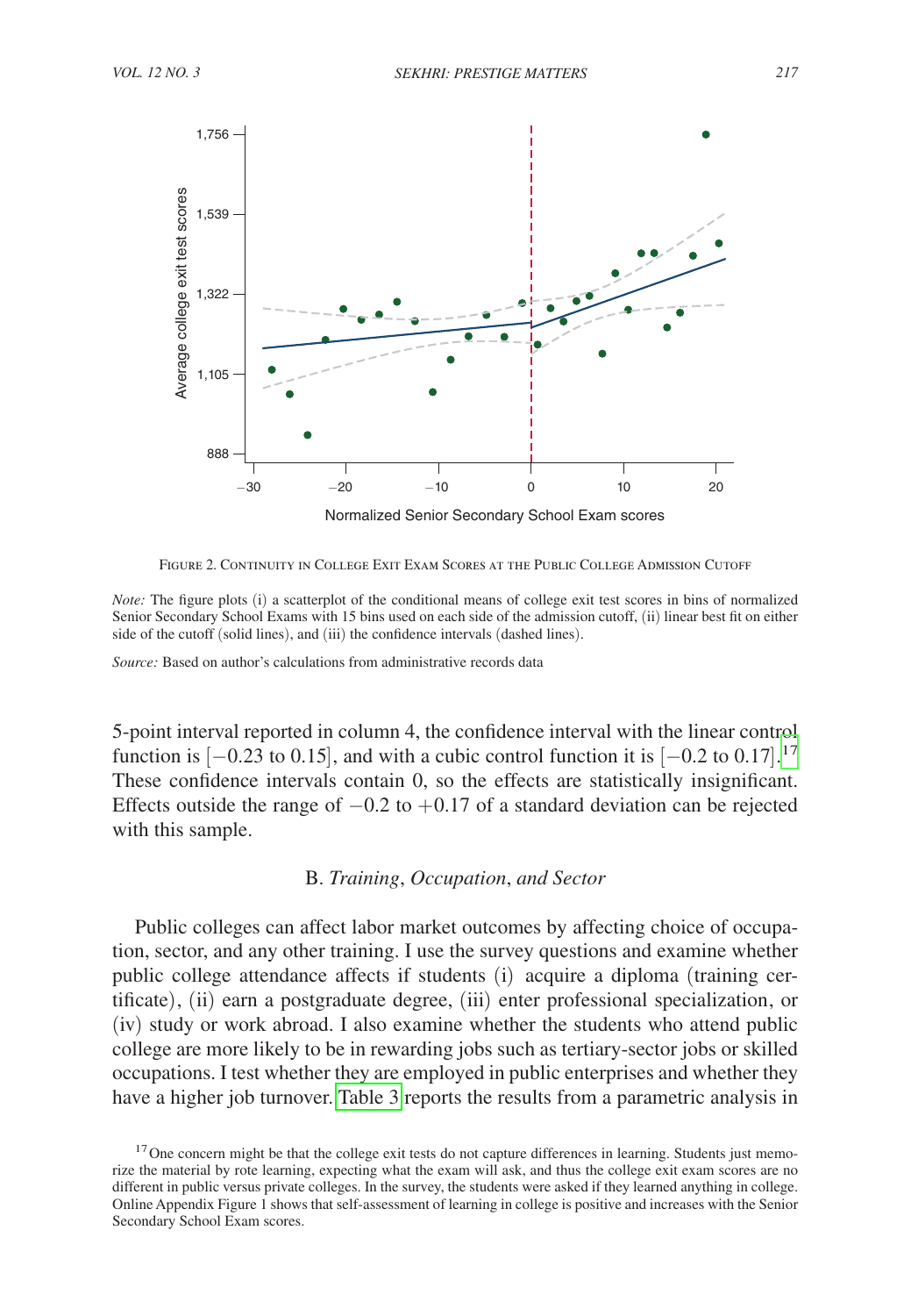1,756

1,539

1,322

1,105

888

Average college exit test scores

–30 –20 –10 0 10 20

Normalized Senior Secondary School Exam scores

Figure 2. Continuity in College Exit Exam Scores at the Public College Admission Cutoff

*Note:* The figure plots (i) a scatterplot of the conditional means of college exit test scores in bins of normalized Senior Secondary School Exams with 15 bins used on each side of the admission cutoff, (ii) linear best fit on either side of the cutoff (solid lines), and (iii) the confidence intervals (dashed lines).

*Source:* Based on author's calculations from administrative records data

5-point interval reported in column 4, the confidence interval with the linear control function is $[-0.23 \text{ to } 0.15]$, and with a cubic control function it is $[-0.2 \text{ to } 0.17]$.[17] These confidence intervals contain 0, so the effects are statistically insignificant. Effects outside the range of $-0.2$ to $+0.17$ of a standard deviation can be rejected with this sample.

### B. *Training*, *Occupation*, *and Sector*

Public colleges can affect labor market outcomes by affecting choice of occupation, sector, and any other training. I use the survey questions and examine whether public college attendance affects if students (i) acquire a diploma (training certificate), (ii) earn a postgraduate degree, (iii) enter professional specialization, or (iv) study or work abroad. I also examine whether the students who attend public college are more likely to be in rewarding jobs such as tertiary-sector jobs or skilled occupations. I test whether they are employed in public enterprises and whether they have a higher job turnover. Table 3 reports the results from a parametric analysis in

[17] One concern might be that the college exit tests do not capture differences in learning. Students just memorize the material by rote learning, expecting what the exam will ask, and thus the college exit exam scores are no different in public versus private colleges. In the survey, the students were asked if they learned anything in college. Online Appendix Figure 1 shows that self-assessment of learning in college is positive and increases with the Senior Secondary School Exam scores.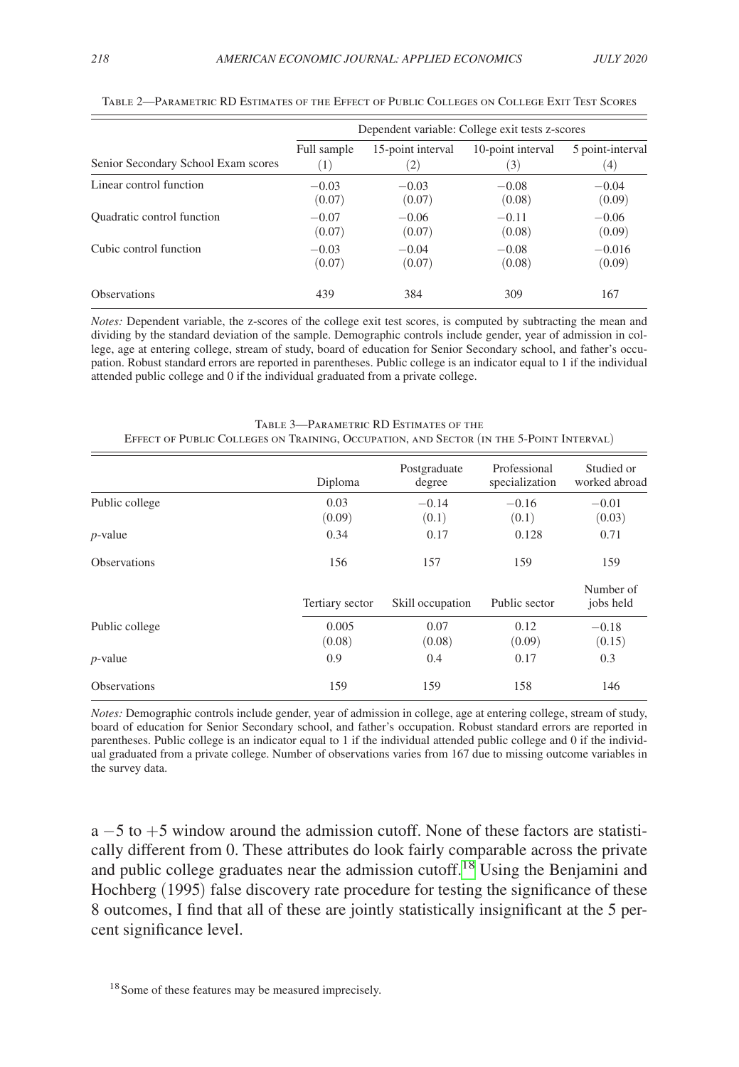Table 2—Parametric RD Estimates of the Effect of Public Colleges on College Exit Test Scores

| | Dependent variable: College exit tests z-scores | | | |
|---|---|---|---|---|
| Senior Secondary School Exam scores | Full sample (1) | 15-point interval (2) | 10-point interval (3) | 5 point-interval (4) |
| Linear control function | −0.03 | −0.03 | −0.08 | −0.04 |
| | (0.07) | (0.07) | (0.08) | (0.09) |
| Quadratic control function | −0.07 | −0.06 | −0.11 | −0.06 |
| | (0.07) | (0.07) | (0.08) | (0.09) |
| Cubic control function | −0.03 | −0.04 | −0.08 | −0.016 |
| | (0.07) | (0.07) | (0.08) | (0.09) |
| Observations | 439 | 384 | 309 | 167 |

*Notes:* Dependent variable, the z-scores of the college exit test scores, is computed by subtracting the mean and dividing by the standard deviation of the sample. Demographic controls include gender, year of admission in college, age at entering college, stream of study, board of education for Senior Secondary school, and father's occupation. Robust standard errors are reported in parentheses. Public college is an indicator equal to 1 if the individual attended public college and 0 if the individual graduated from a private college.

Table 3—Parametric RD Estimates of the Effect of Public Colleges on Training, Occupation, and Sector (in the 5-Point Interval)

| | Diploma | Postgraduate degree | Professional specialization | Studied or worked abroad |
|---|---|---|---|---|
| Public college | 0.03 | −0.14 | −0.16 | −0.01 |
| | (0.09) | (0.1) | (0.1) | (0.03) |
| $p$-value | 0.34 | 0.17 | 0.128 | 0.71 |
| Observations | 156 | 157 | 159 | 159 |
| | **Tertiary sector** | **Skill occupation** | **Public sector** | **Number of jobs held** |
| Public college | 0.005 | 0.07 | 0.12 | −0.18 |
| | (0.08) | (0.08) | (0.09) | (0.15) |
| $p$-value | 0.9 | 0.4 | 0.17 | 0.3 |
| Observations | 159 | 159 | 158 | 146 |

*Notes:* Demographic controls include gender, year of admission in college, age at entering college, stream of study, board of education for Senior Secondary school, and father's occupation. Robust standard errors are reported in parentheses. Public college is an indicator equal to 1 if the individual attended public college and 0 if the individual graduated from a private college. Number of observations varies from 167 due to missing outcome variables in the survey data.

a −5 to +5 window around the admission cutoff. None of these factors are statistically different from 0. These attributes do look fairly comparable across the private and public college graduates near the admission cutoff.[18] Using the Benjamini and Hochberg (1995) false discovery rate procedure for testing the significance of these 8 outcomes, I find that all of these are jointly statistically insignificant at the 5 percent significance level.

[18] Some of these features may be measured imprecisely.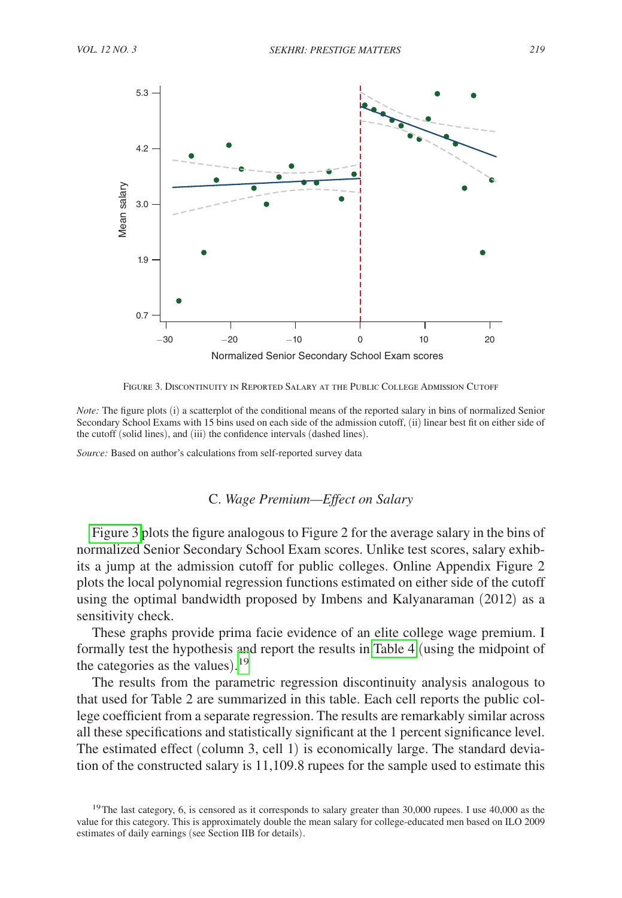5.3

4.2

3.0

1.9

0.7

Mean salary

−30

−20

−10

0

10

20

Normalized Senior Secondary School Exam scores

Figure 3. Discontinuity in Reported Salary at the Public College Admission Cutoff

*Note:* The figure plots (i) a scatterplot of the conditional means of the reported salary in bins of normalized Senior Secondary School Exams with 15 bins used on each side of the admission cutoff, (ii) linear best fit on either side of the cutoff (solid lines), and (iii) the confidence intervals (dashed lines).

*Source:* Based on author's calculations from self-reported survey data

### C. *Wage Premium—Effect on Salary*

Figure 3 plots the figure analogous to Figure 2 for the average salary in the bins of normalized Senior Secondary School Exam scores. Unlike test scores, salary exhibits a jump at the admission cutoff for public colleges. Online Appendix Figure 2 plots the local polynomial regression functions estimated on either side of the cutoff using the optimal bandwidth proposed by Imbens and Kalyanaraman (2012) as a sensitivity check.

These graphs provide prima facie evidence of an elite college wage premium. I formally test the hypothesis and report the results in Table 4 (using the midpoint of the categories as the values).[19]

The results from the parametric regression discontinuity analysis analogous to that used for Table 2 are summarized in this table. Each cell reports the public college coefficient from a separate regression. The results are remarkably similar across all these specifications and statistically significant at the 1 percent significance level. The estimated effect (column 3, cell 1) is economically large. The standard deviation of the constructed salary is 11,109.8 rupees for the sample used to estimate this

[19] The last category, 6, is censored as it corresponds to salary greater than 30,000 rupees. I use 40,000 as the value for this category. This is approximately double the mean salary for college-educated men based on ILO 2009 estimates of daily earnings (see Section IIB for details).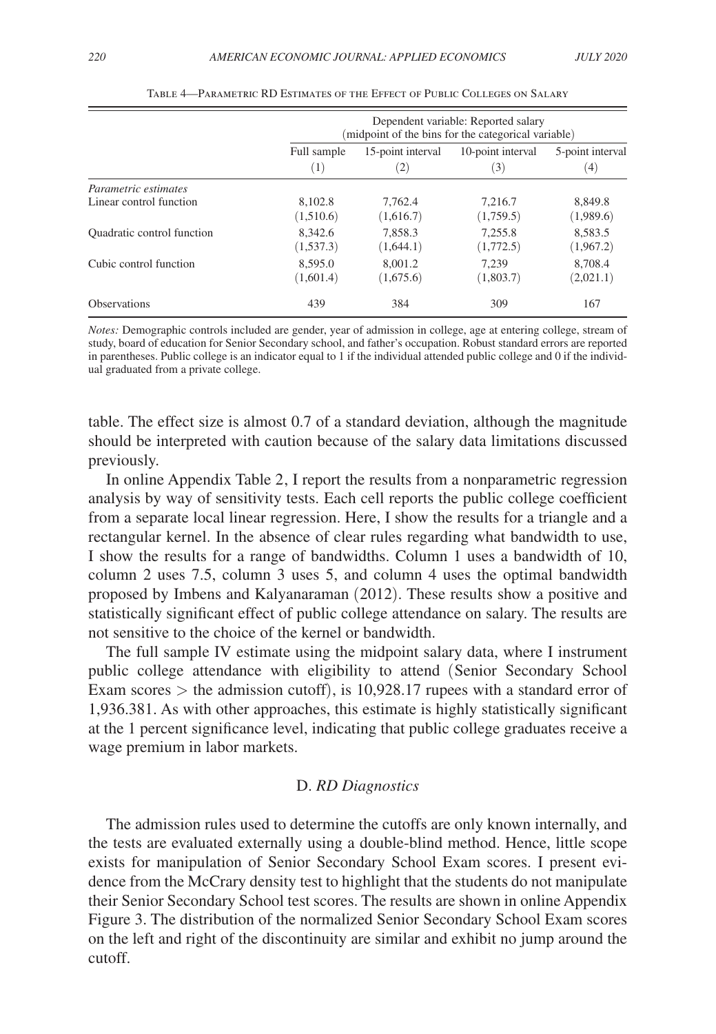Table 4—Parametric RD Estimates of the Effect of Public Colleges on Salary

| | Dependent variable: Reported salary (midpoint of the bins for the categorical variable) | | | |
|---|---|---|---|---|
| | Full sample | 15-point interval | 10-point interval | 5-point interval |
| | (1) | (2) | (3) | (4) |
| *Parametric estimates* | | | | |
| Linear control function | 8,102.8 | 7,762.4 | 7,216.7 | 8,849.8 |
| | (1,510.6) | (1,616.7) | (1,759.5) | (1,989.6) |
| Quadratic control function | 8,342.6 | 7,858.3 | 7,255.8 | 8,583.5 |
| | (1,537.3) | (1,644.1) | (1,772.5) | (1,967.2) |
| Cubic control function | 8,595.0 | 8,001.2 | 7,239 | 8,708.4 |
| | (1,601.4) | (1,675.6) | (1,803.7) | (2,021.1) |
| Observations | 439 | 384 | 309 | 167 |

*Notes:* Demographic controls included are gender, year of admission in college, age at entering college, stream of study, board of education for Senior Secondary school, and father's occupation. Robust standard errors are reported in parentheses. Public college is an indicator equal to 1 if the individual attended public college and 0 if the individual graduated from a private college.

table. The effect size is almost 0.7 of a standard deviation, although the magnitude should be interpreted with caution because of the salary data limitations discussed previously.

In online Appendix Table 2, I report the results from a nonparametric regression analysis by way of sensitivity tests. Each cell reports the public college coefficient from a separate local linear regression. Here, I show the results for a triangle and a rectangular kernel. In the absence of clear rules regarding what bandwidth to use, I show the results for a range of bandwidths. Column 1 uses a bandwidth of 10, column 2 uses 7.5, column 3 uses 5, and column 4 uses the optimal bandwidth proposed by Imbens and Kalyanaraman (2012). These results show a positive and statistically significant effect of public college attendance on salary. The results are not sensitive to the choice of the kernel or bandwidth.

The full sample IV estimate using the midpoint salary data, where I instrument public college attendance with eligibility to attend (Senior Secondary School Exam scores > the admission cutoff), is 10,928.17 rupees with a standard error of 1,936.381. As with other approaches, this estimate is highly statistically significant at the 1 percent significance level, indicating that public college graduates receive a wage premium in labor markets.

### D. *RD Diagnostics*

The admission rules used to determine the cutoffs are only known internally, and the tests are evaluated externally using a double-blind method. Hence, little scope exists for manipulation of Senior Secondary School Exam scores. I present evidence from the McCrary density test to highlight that the students do not manipulate their Senior Secondary School test scores. The results are shown in online Appendix Figure 3. The distribution of the normalized Senior Secondary School Exam scores on the left and right of the discontinuity are similar and exhibit no jump around the cutoff.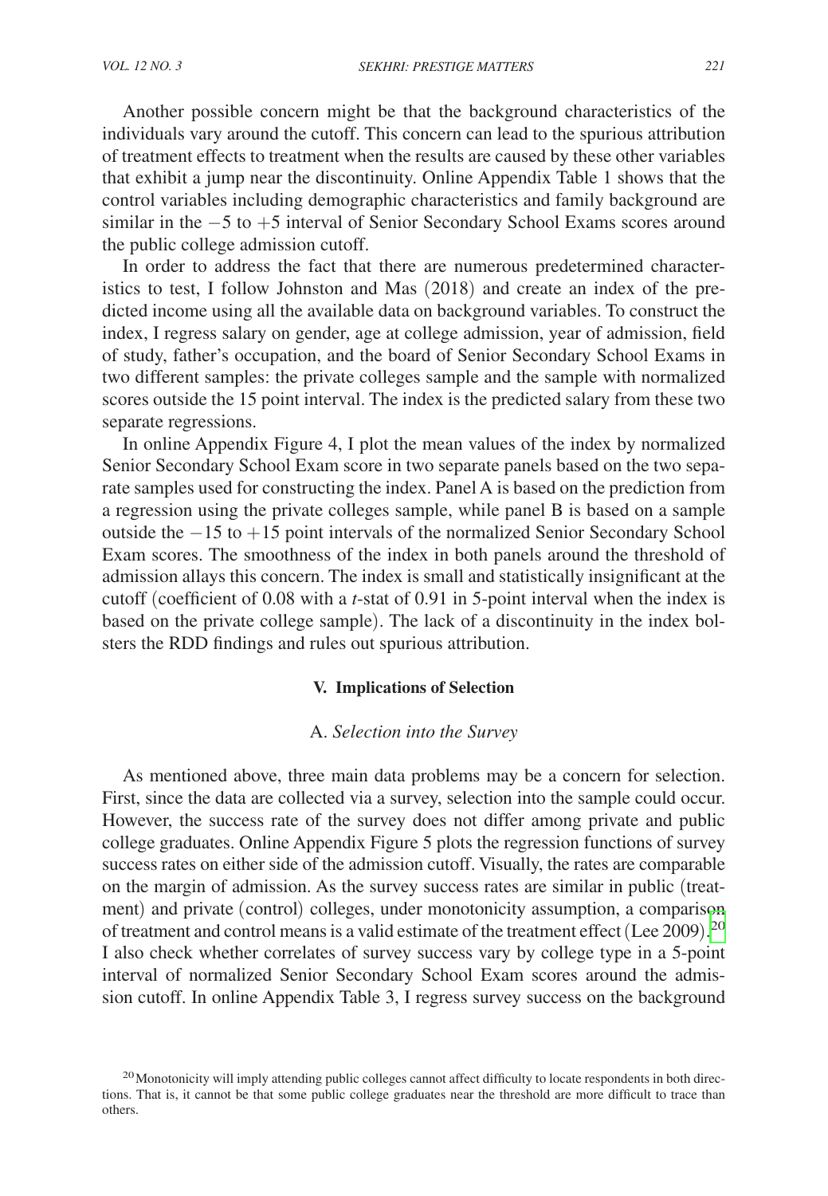Another possible concern might be that the background characteristics of the individuals vary around the cutoff. This concern can lead to the spurious attribution of treatment effects to treatment when the results are caused by these other variables that exhibit a jump near the discontinuity. Online Appendix Table 1 shows that the control variables including demographic characteristics and family background are similar in the −5 to +5 interval of Senior Secondary School Exams scores around the public college admission cutoff.

In order to address the fact that there are numerous predetermined characteristics to test, I follow Johnston and Mas (2018) and create an index of the predicted income using all the available data on background variables. To construct the index, I regress salary on gender, age at college admission, year of admission, field of study, father's occupation, and the board of Senior Secondary School Exams in two different samples: the private colleges sample and the sample with normalized scores outside the 15 point interval. The index is the predicted salary from these two separate regressions.

In online Appendix Figure 4, I plot the mean values of the index by normalized Senior Secondary School Exam score in two separate panels based on the two separate samples used for constructing the index. Panel A is based on the prediction from a regression using the private colleges sample, while panel B is based on a sample outside the −15 to +15 point intervals of the normalized Senior Secondary School Exam scores. The smoothness of the index in both panels around the threshold of admission allays this concern. The index is small and statistically insignificant at the cutoff (coefficient of 0.08 with a *t*-stat of 0.91 in 5-point interval when the index is based on the private college sample). The lack of a discontinuity in the index bolsters the RDD findings and rules out spurious attribution.

## V. Implications of Selection

### A. *Selection into the Survey*

As mentioned above, three main data problems may be a concern for selection. First, since the data are collected via a survey, selection into the sample could occur. However, the success rate of the survey does not differ among private and public college graduates. Online Appendix Figure 5 plots the regression functions of survey success rates on either side of the admission cutoff. Visually, the rates are comparable on the margin of admission. As the survey success rates are similar in public (treatment) and private (control) colleges, under monotonicity assumption, a comparison of treatment and control means is a valid estimate of the treatment effect (Lee 2009).[20] I also check whether correlates of survey success vary by college type in a 5-point interval of normalized Senior Secondary School Exam scores around the admission cutoff. In online Appendix Table 3, I regress survey success on the background

[20] Monotonicity will imply attending public colleges cannot affect difficulty to locate respondents in both directions. That is, it cannot be that some public college graduates near the threshold are more difficult to trace than others.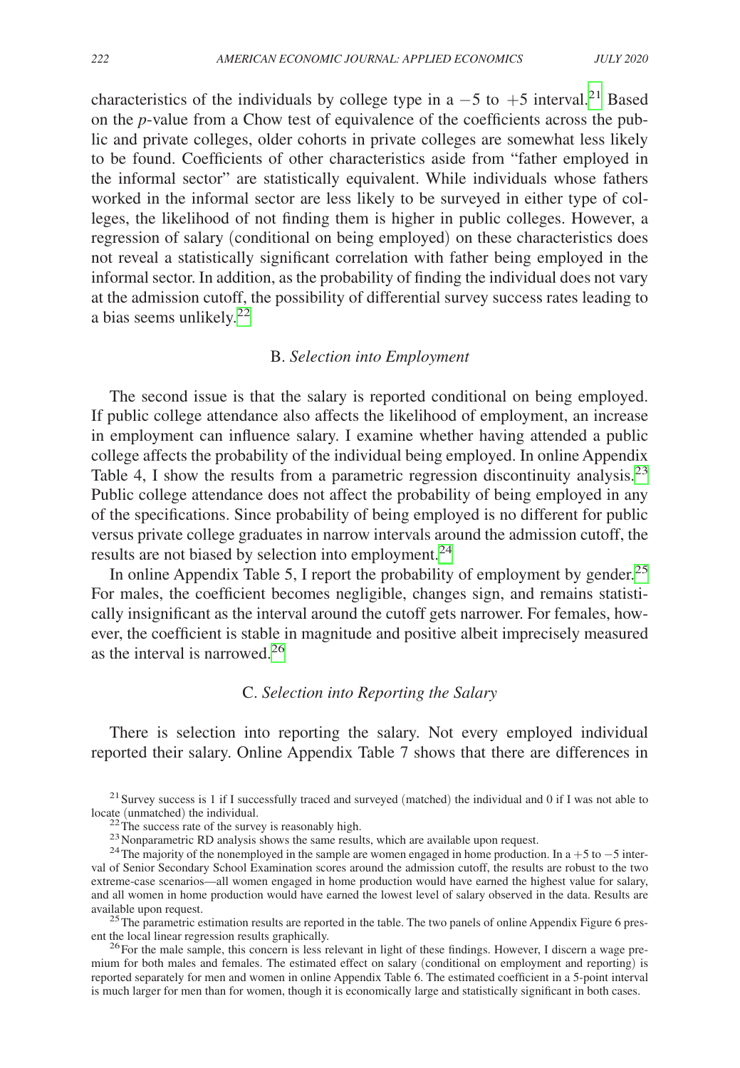characteristics of the individuals by college type in a $-5$ to $+5$ interval.[21] Based on the *p*-value from a Chow test of equivalence of the coefficients across the public and private colleges, older cohorts in private colleges are somewhat less likely to be found. Coefficients of other characteristics aside from "father employed in the informal sector" are statistically equivalent. While individuals whose fathers worked in the informal sector are less likely to be surveyed in either type of colleges, the likelihood of not finding them is higher in public colleges. However, a regression of salary (conditional on being employed) on these characteristics does not reveal a statistically significant correlation with father being employed in the informal sector. In addition, as the probability of finding the individual does not vary at the admission cutoff, the possibility of differential survey success rates leading to a bias seems unlikely.[22]

### B. *Selection into Employment*

The second issue is that the salary is reported conditional on being employed. If public college attendance also affects the likelihood of employment, an increase in employment can influence salary. I examine whether having attended a public college affects the probability of the individual being employed. In online Appendix Table 4, I show the results from a parametric regression discontinuity analysis.[23] Public college attendance does not affect the probability of being employed in any of the specifications. Since probability of being employed is no different for public versus private college graduates in narrow intervals around the admission cutoff, the results are not biased by selection into employment.[24]

In online Appendix Table 5, I report the probability of employment by gender.[25] For males, the coefficient becomes negligible, changes sign, and remains statistically insignificant as the interval around the cutoff gets narrower. For females, however, the coefficient is stable in magnitude and positive albeit imprecisely measured as the interval is narrowed.[26]

### C. *Selection into Reporting the Salary*

There is selection into reporting the salary. Not every employed individual reported their salary. Online Appendix Table 7 shows that there are differences in

[21] Survey success is 1 if I successfully traced and surveyed (matched) the individual and 0 if I was not able to locate (unmatched) the individual.

[22] The success rate of the survey is reasonably high.

[23] Nonparametric RD analysis shows the same results, which are available upon request.

[24] The majority of the nonemployed in the sample are women engaged in home production. In a $+5$ to $-5$ interval of Senior Secondary School Examination scores around the admission cutoff, the results are robust to the two extreme-case scenarios—all women engaged in home production would have earned the highest value for salary, and all women in home production would have earned the lowest level of salary observed in the data. Results are available upon request.

[25] The parametric estimation results are reported in the table. The two panels of online Appendix Figure 6 present the local linear regression results graphically.

[26] For the male sample, this concern is less relevant in light of these findings. However, I discern a wage premium for both males and females. The estimated effect on salary (conditional on employment and reporting) is reported separately for men and women in online Appendix Table 6. The estimated coefficient in a 5-point interval is much larger for men than for women, though it is economically large and statistically significant in both cases.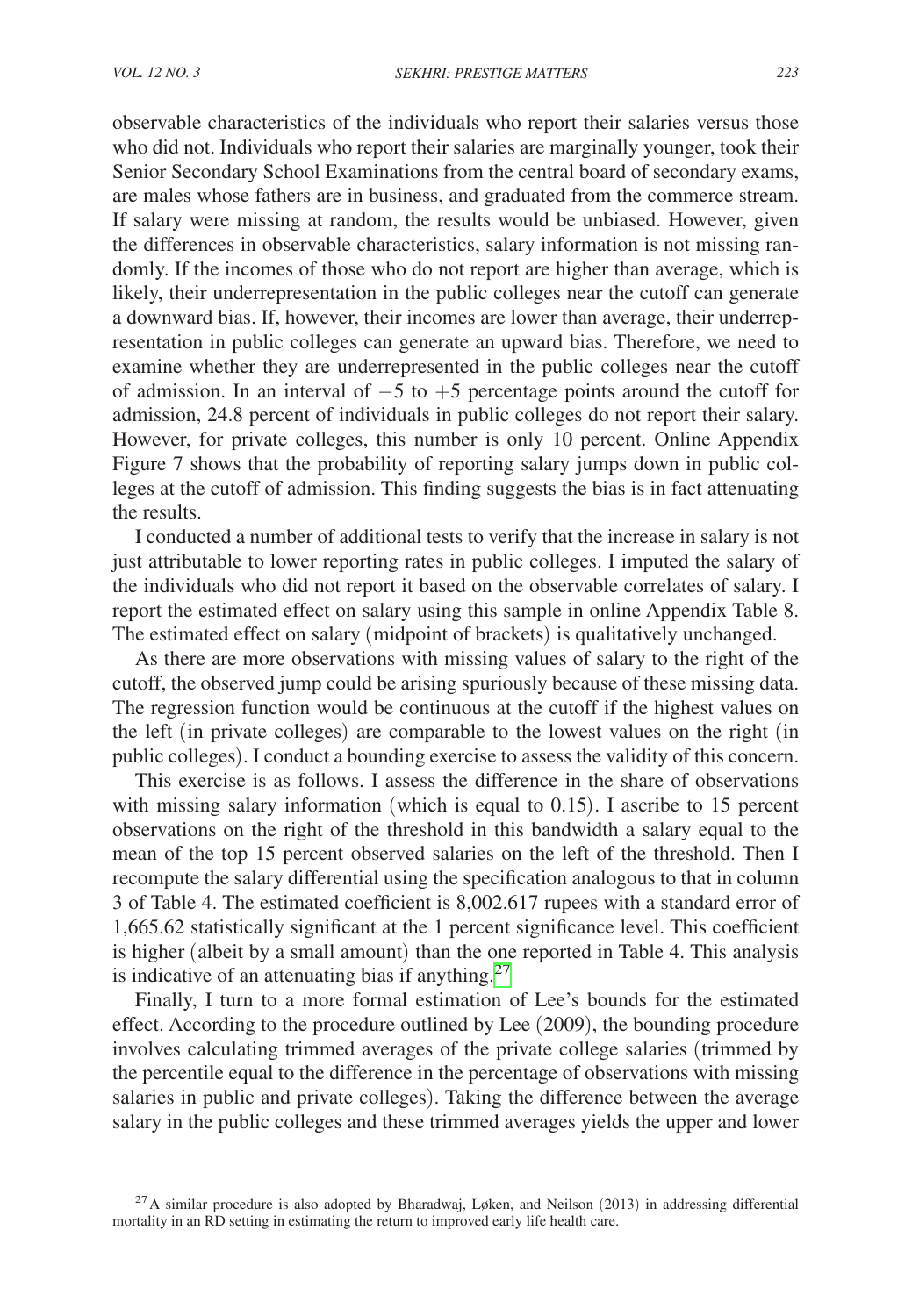observable characteristics of the individuals who report their salaries versus those who did not. Individuals who report their salaries are marginally younger, took their Senior Secondary School Examinations from the central board of secondary exams, are males whose fathers are in business, and graduated from the commerce stream. If salary were missing at random, the results would be unbiased. However, given the differences in observable characteristics, salary information is not missing randomly. If the incomes of those who do not report are higher than average, which is likely, their underrepresentation in the public colleges near the cutoff can generate a downward bias. If, however, their incomes are lower than average, their underrepresentation in public colleges can generate an upward bias. Therefore, we need to examine whether they are underrepresented in the public colleges near the cutoff of admission. In an interval of $-5$ to $+5$ percentage points around the cutoff for admission, 24.8 percent of individuals in public colleges do not report their salary. However, for private colleges, this number is only 10 percent. Online Appendix Figure 7 shows that the probability of reporting salary jumps down in public colleges at the cutoff of admission. This finding suggests the bias is in fact attenuating the results.

I conducted a number of additional tests to verify that the increase in salary is not just attributable to lower reporting rates in public colleges. I imputed the salary of the individuals who did not report it based on the observable correlates of salary. I report the estimated effect on salary using this sample in online Appendix Table 8. The estimated effect on salary (midpoint of brackets) is qualitatively unchanged.

As there are more observations with missing values of salary to the right of the cutoff, the observed jump could be arising spuriously because of these missing data. The regression function would be continuous at the cutoff if the highest values on the left (in private colleges) are comparable to the lowest values on the right (in public colleges). I conduct a bounding exercise to assess the validity of this concern.

This exercise is as follows. I assess the difference in the share of observations with missing salary information (which is equal to 0.15). I ascribe to 15 percent observations on the right of the threshold in this bandwidth a salary equal to the mean of the top 15 percent observed salaries on the left of the threshold. Then I recompute the salary differential using the specification analogous to that in column 3 of Table 4. The estimated coefficient is 8,002.617 rupees with a standard error of 1,665.62 statistically significant at the 1 percent significance level. This coefficient is higher (albeit by a small amount) than the one reported in Table 4. This analysis is indicative of an attenuating bias if anything.[27]

Finally, I turn to a more formal estimation of Lee's bounds for the estimated effect. According to the procedure outlined by Lee (2009), the bounding procedure involves calculating trimmed averages of the private college salaries (trimmed by the percentile equal to the difference in the percentage of observations with missing salaries in public and private colleges). Taking the difference between the average salary in the public colleges and these trimmed averages yields the upper and lower

[27] A similar procedure is also adopted by Bharadwaj, Løken, and Neilson (2013) in addressing differential mortality in an RD setting in estimating the return to improved early life health care.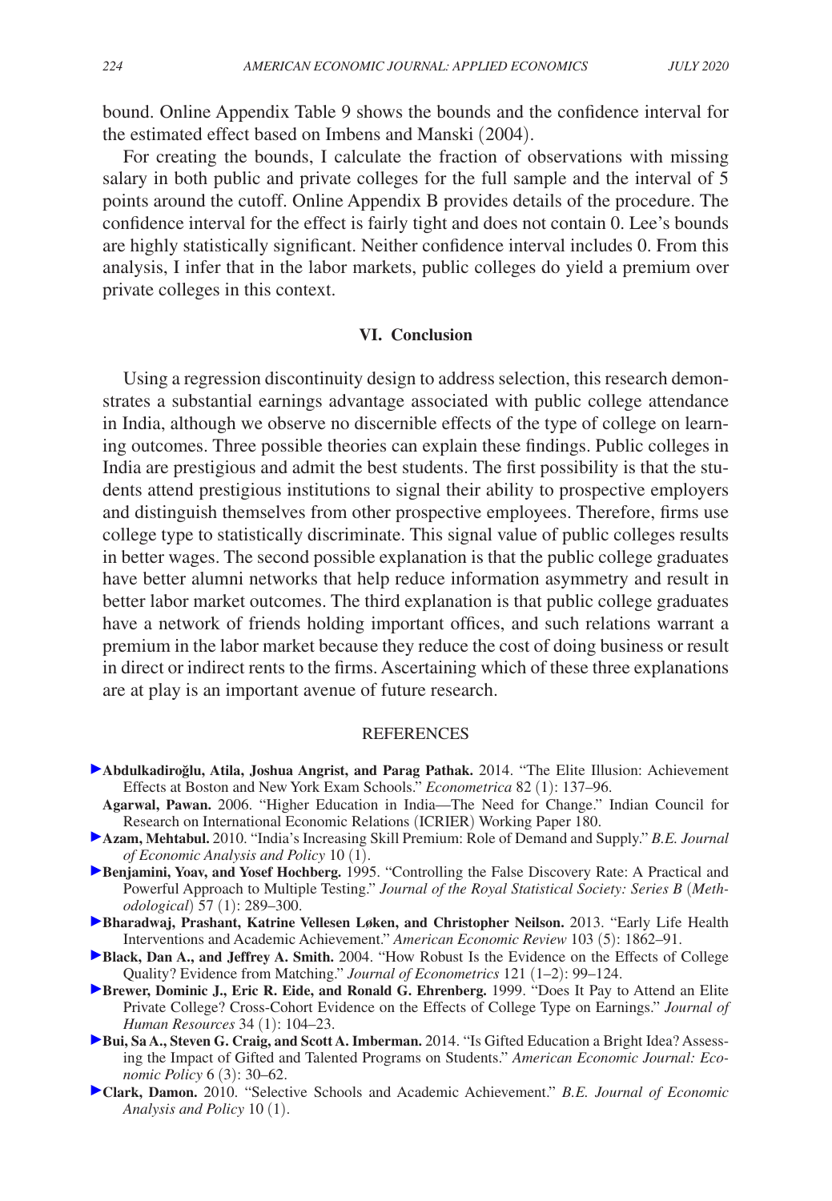bound. Online Appendix Table 9 shows the bounds and the confidence interval for the estimated effect based on Imbens and Manski (2004).

For creating the bounds, I calculate the fraction of observations with missing salary in both public and private colleges for the full sample and the interval of 5 points around the cutoff. Online Appendix B provides details of the procedure. The confidence interval for the effect is fairly tight and does not contain 0. Lee's bounds are highly statistically significant. Neither confidence interval includes 0. From this analysis, I infer that in the labor markets, public colleges do yield a premium over private colleges in this context.

## VI. Conclusion

Using a regression discontinuity design to address selection, this research demonstrates a substantial earnings advantage associated with public college attendance in India, although we observe no discernible effects of the type of college on learning outcomes. Three possible theories can explain these findings. Public colleges in India are prestigious and admit the best students. The first possibility is that the students attend prestigious institutions to signal their ability to prospective employers and distinguish themselves from other prospective employees. Therefore, firms use college type to statistically discriminate. This signal value of public colleges results in better wages. The second possible explanation is that the public college graduates have better alumni networks that help reduce information asymmetry and result in better labor market outcomes. The third explanation is that public college graduates have a network of friends holding important offices, and such relations warrant a premium in the labor market because they reduce the cost of doing business or result in direct or indirect rents to the firms. Ascertaining which of these three explanations are at play is an important avenue of future research.

## REFERENCES

**Abdulkadiroğlu, Atila, Joshua Angrist, and Parag Pathak.** 2014. "The Elite Illusion: Achievement Effects at Boston and New York Exam Schools." *Econometrica* 82 (1): 137–96.

**Agarwal, Pawan.** 2006. "Higher Education in India—The Need for Change." Indian Council for Research on International Economic Relations (ICRIER) Working Paper 180.

**Azam, Mehtabul.** 2010. "India's Increasing Skill Premium: Role of Demand and Supply." *B.E. Journal of Economic Analysis and Policy* 10 (1).

**Benjamini, Yoav, and Yosef Hochberg.** 1995. "Controlling the False Discovery Rate: A Practical and Powerful Approach to Multiple Testing." *Journal of the Royal Statistical Society: Series B (Methodological)* 57 (1): 289–300.

**Bharadwaj, Prashant, Katrine Vellesen Løken, and Christopher Neilson.** 2013. "Early Life Health Interventions and Academic Achievement." *American Economic Review* 103 (5): 1862–91.

**Black, Dan A., and Jeffrey A. Smith.** 2004. "How Robust Is the Evidence on the Effects of College Quality? Evidence from Matching." *Journal of Econometrics* 121 (1–2): 99–124.

**Brewer, Dominic J., Eric R. Eide, and Ronald G. Ehrenberg.** 1999. "Does It Pay to Attend an Elite Private College? Cross-Cohort Evidence on the Effects of College Type on Earnings." *Journal of Human Resources* 34 (1): 104–23.

**Bui, Sa A., Steven G. Craig, and Scott A. Imberman.** 2014. "Is Gifted Education a Bright Idea? Assessing the Impact of Gifted and Talented Programs on Students." *American Economic Journal: Economic Policy* 6 (3): 30–62.

**Clark, Damon.** 2010. "Selective Schools and Academic Achievement." *B.E. Journal of Economic Analysis and Policy* 10 (1).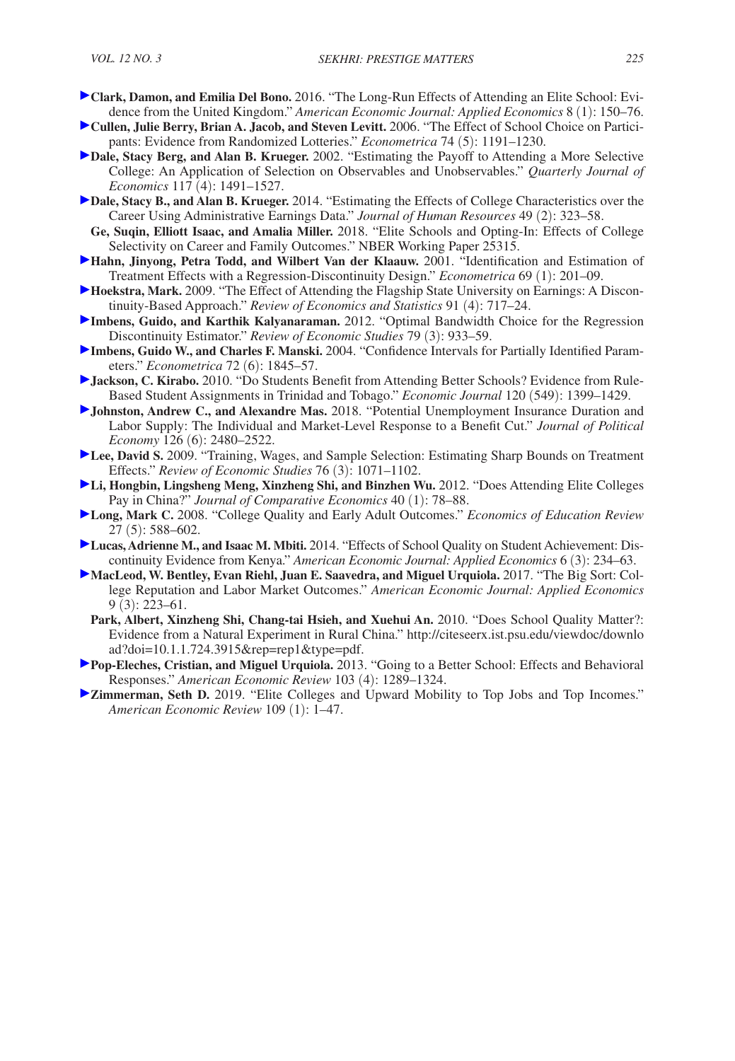**Clark, Damon, and Emilia Del Bono.** 2016. "The Long-Run Effects of Attending an Elite School: Evidence from the United Kingdom." *American Economic Journal: Applied Economics* 8 (1): 150–76.

**Cullen, Julie Berry, Brian A. Jacob, and Steven Levitt.** 2006. "The Effect of School Choice on Participants: Evidence from Randomized Lotteries." *Econometrica* 74 (5): 1191–1230.

**Dale, Stacy Berg, and Alan B. Krueger.** 2002. "Estimating the Payoff to Attending a More Selective College: An Application of Selection on Observables and Unobservables." *Quarterly Journal of Economics* 117 (4): 1491–1527.

**Dale, Stacy B., and Alan B. Krueger.** 2014. "Estimating the Effects of College Characteristics over the Career Using Administrative Earnings Data." *Journal of Human Resources* 49 (2): 323–58.

**Ge, Suqin, Elliott Isaac, and Amalia Miller.** 2018. "Elite Schools and Opting-In: Effects of College Selectivity on Career and Family Outcomes." NBER Working Paper 25315.

**Hahn, Jinyong, Petra Todd, and Wilbert Van der Klaauw.** 2001. "Identification and Estimation of Treatment Effects with a Regression-Discontinuity Design." *Econometrica* 69 (1): 201–09.

**Hoekstra, Mark.** 2009. "The Effect of Attending the Flagship State University on Earnings: A Discontinuity-Based Approach." *Review of Economics and Statistics* 91 (4): 717–24.

**Imbens, Guido, and Karthik Kalyanaraman.** 2012. "Optimal Bandwidth Choice for the Regression Discontinuity Estimator." *Review of Economic Studies* 79 (3): 933–59.

**Imbens, Guido W., and Charles F. Manski.** 2004. "Confidence Intervals for Partially Identified Parameters." *Econometrica* 72 (6): 1845–57.

**Jackson, C. Kirabo.** 2010. "Do Students Benefit from Attending Better Schools? Evidence from Rule-Based Student Assignments in Trinidad and Tobago." *Economic Journal* 120 (549): 1399–1429.

**Johnston, Andrew C., and Alexandre Mas.** 2018. "Potential Unemployment Insurance Duration and Labor Supply: The Individual and Market-Level Response to a Benefit Cut." *Journal of Political Economy* 126 (6): 2480–2522.

**Lee, David S.** 2009. "Training, Wages, and Sample Selection: Estimating Sharp Bounds on Treatment Effects." *Review of Economic Studies* 76 (3): 1071–1102.

**Li, Hongbin, Lingsheng Meng, Xinzheng Shi, and Binzhen Wu.** 2012. "Does Attending Elite Colleges Pay in China?" *Journal of Comparative Economics* 40 (1): 78–88.

**Long, Mark C.** 2008. "College Quality and Early Adult Outcomes." *Economics of Education Review* 27 (5): 588–602.

**Lucas, Adrienne M., and Isaac M. Mbiti.** 2014. "Effects of School Quality on Student Achievement: Discontinuity Evidence from Kenya." *American Economic Journal: Applied Economics* 6 (3): 234–63.

**MacLeod, W. Bentley, Evan Riehl, Juan E. Saavedra, and Miguel Urquiola.** 2017. "The Big Sort: College Reputation and Labor Market Outcomes." *American Economic Journal: Applied Economics* 9 (3): 223–61.

**Park, Albert, Xinzheng Shi, Chang-tai Hsieh, and Xuehui An.** 2010. "Does School Quality Matter?: Evidence from a Natural Experiment in Rural China." http://citeseerx.ist.psu.edu/viewdoc/download?doi=10.1.1.724.3915&rep=rep1&type=pdf.

**Pop-Eleches, Cristian, and Miguel Urquiola.** 2013. "Going to a Better School: Effects and Behavioral Responses." *American Economic Review* 103 (4): 1289–1324.

**Zimmerman, Seth D.** 2019. "Elite Colleges and Upward Mobility to Top Jobs and Top Incomes." *American Economic Review* 109 (1): 1–47.